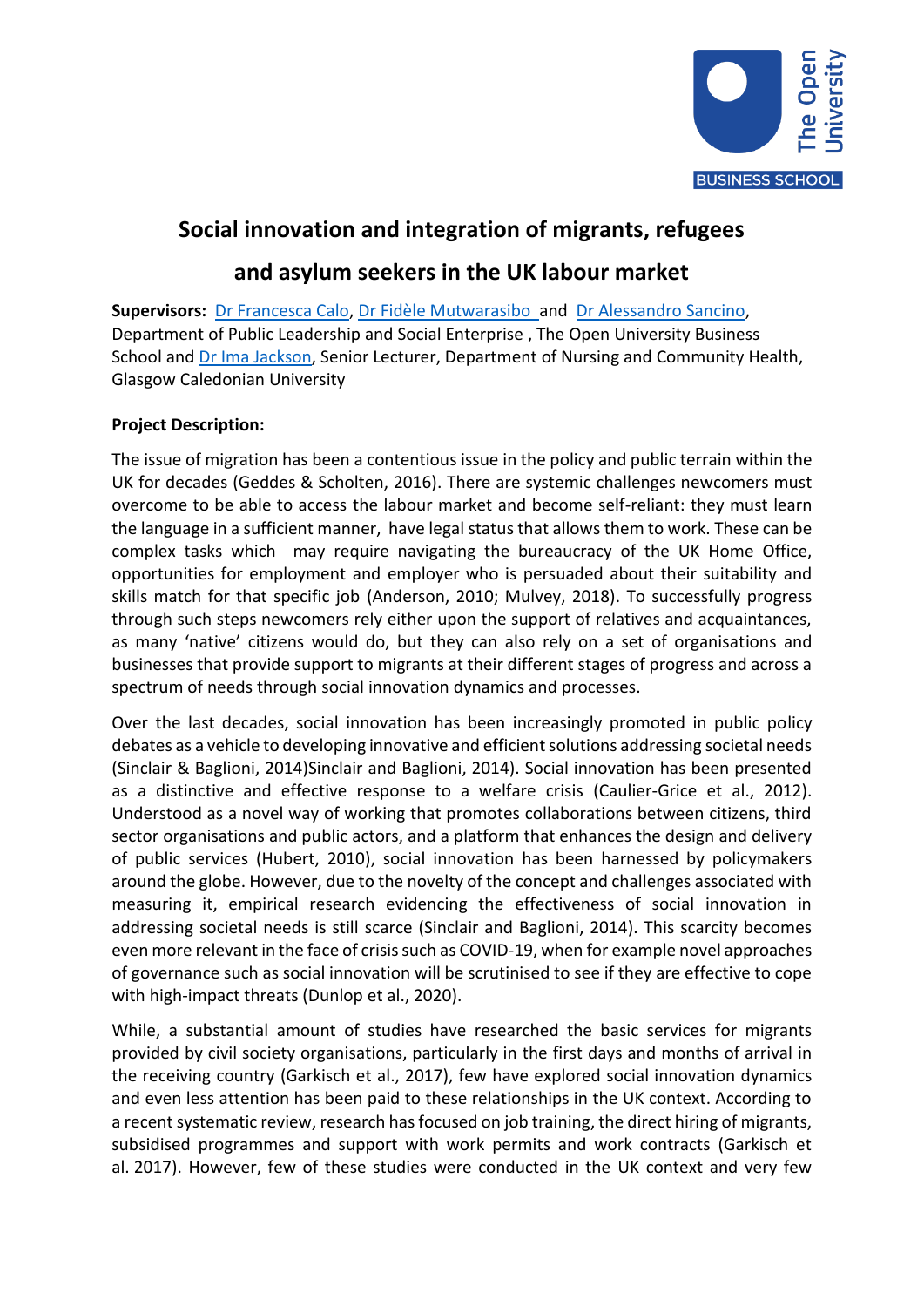# Social innovation and integration of migrants, refugees and asylum seekers in the UK labour market

**Supervisors:** Dr Francesca Calo, Dr Fidèle Mutwarasibo and Dr Alessandro Sancino, Department of Public Leadership and Social Enterprise , The Open University Business School and Dr Ima Jackson, Senior Lecturer, Department of Nursing and Community Health, Glasgow Caledonian University

**Project Description:**

The issue of migration has been a contentious issue in the policy and public terrain within the UK for decades (Geddes & Scholten, 2016). There are systemic challenges newcomers must overcome to be able to access the labour market and become self-reliant: they must learn the language in a sufficient manner, have legal status that allows them to work. These can be complex tasks which may require navigating the bureaucracy of the UK Home Office, opportunities for employment and employer who is persuaded about their suitability and skills match for that specific job (Anderson, 2010; Mulvey, 2018). To successfully progress through such steps newcomers rely either upon the support of relatives and acquaintances, as many 'native' citizens would do, but they can also rely on a set of organisations and businesses that provide support to migrants at their different stages of progress and across a spectrum of needs through social innovation dynamics and processes.

Over the last decades, social innovation has been increasingly promoted in public policy debates as a vehicle to developing innovative and efficient solutions addressing societal needs (Sinclair & Baglioni, 2014)Sinclair and Baglioni, 2014). Social innovation has been presented as a distinctive and effective response to a welfare crisis (Caulier-Grice et al., 2012). Understood as a novel way of working that promotes collaborations between citizens, third sector organisations and public actors, and a platform that enhances the design and delivery of public services (Hubert, 2010), social innovation has been harnessed by policymakers around the globe. However, due to the novelty of the concept and challenges associated with measuring it, empirical research evidencing the effectiveness of social innovation in addressing societal needs is still scarce (Sinclair and Baglioni, 2014). This scarcity becomes even more relevant in the face of crisis such as COVID-19, when for example novel approaches of governance such as social innovation will be scrutinised to see if they are effective to cope with high-impact threats (Dunlop et al., 2020).

While, a substantial amount of studies have researched the basic services for migrants provided by civil society organisations, particularly in the first days and months of arrival in the receiving country (Garkisch et al., 2017), few have explored social innovation dynamics and even less attention has been paid to these relationships in the UK context. According to a recent systematic review, research has focused on job training, the direct hiring of migrants, subsidised programmes and support with work permits and work contracts (Garkisch et al. 2017). However, few of these studies were conducted in the UK context and very few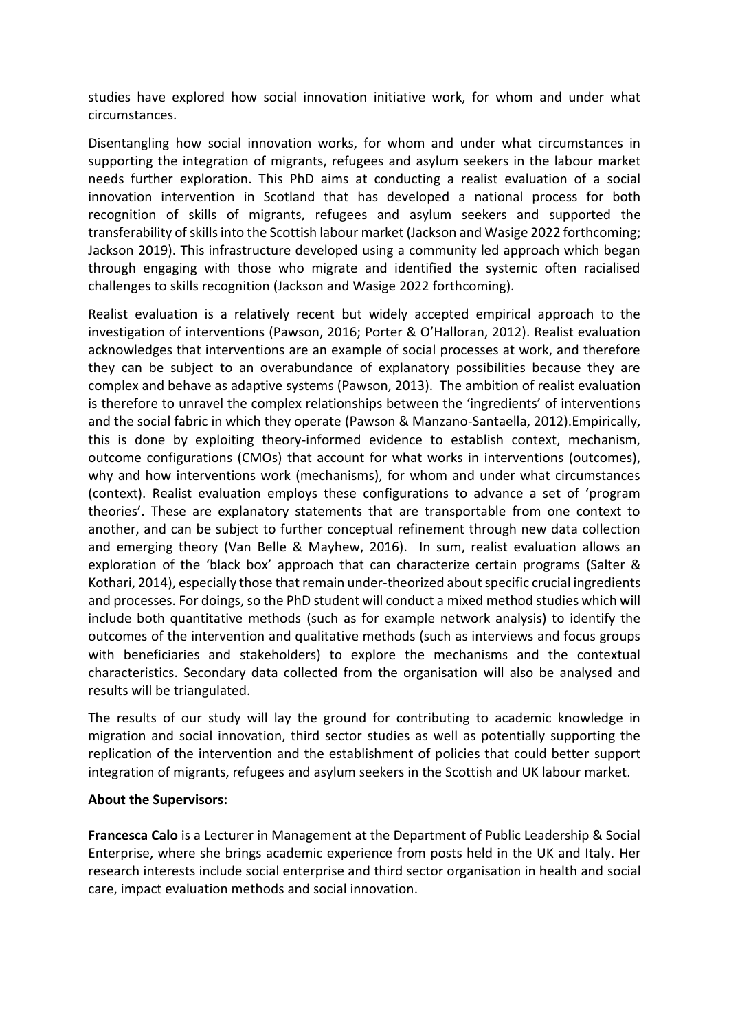studies have explored how social innovation initiative work, for whom and under what circumstances.

Disentangling how social innovation works, for whom and under what circumstances in supporting the integration of migrants, refugees and asylum seekers in the labour market needs further exploration. This PhD aims at conducting a realist evaluation of a social innovation intervention in Scotland that has developed a national process for both recognition of skills of migrants, refugees and asylum seekers and supported the transferability of skills into the Scottish labour market (Jackson and Wasige 2022 forthcoming; Jackson 2019). This infrastructure developed using a community led approach which began through engaging with those who migrate and identified the systemic often racialised challenges to skills recognition (Jackson and Wasige 2022 forthcoming).

Realist evaluation is a relatively recent but widely accepted empirical approach to the investigation of interventions (Pawson, 2016; Porter & O'Halloran, 2012). Realist evaluation acknowledges that interventions are an example of social processes at work, and therefore they can be subject to an overabundance of explanatory possibilities because they are complex and behave as adaptive systems (Pawson, 2013). The ambition of realist evaluation is therefore to unravel the complex relationships between the 'ingredients' of interventions and the social fabric in which they operate (Pawson & Manzano-Santaella, 2012).Empirically, this is done by exploiting theory-informed evidence to establish context, mechanism, outcome configurations (CMOs) that account for what works in interventions (outcomes), why and how interventions work (mechanisms), for whom and under what circumstances (context). Realist evaluation employs these configurations to advance a set of 'program theories'. These are explanatory statements that are transportable from one context to another, and can be subject to further conceptual refinement through new data collection and emerging theory (Van Belle & Mayhew, 2016). In sum, realist evaluation allows an exploration of the 'black box' approach that can characterize certain programs (Salter & Kothari, 2014), especially those that remain under-theorized about specific crucial ingredients and processes. For doings, so the PhD student will conduct a mixed method studies which will include both quantitative methods (such as for example network analysis) to identify the outcomes of the intervention and qualitative methods (such as interviews and focus groups with beneficiaries and stakeholders) to explore the mechanisms and the contextual characteristics. Secondary data collected from the organisation will also be analysed and results will be triangulated.

The results of our study will lay the ground for contributing to academic knowledge in migration and social innovation, third sector studies as well as potentially supporting the replication of the intervention and the establishment of policies that could better support integration of migrants, refugees and asylum seekers in the Scottish and UK labour market.

**About the Supervisors:**

**Francesca Calo** is a Lecturer in Management at the Department of Public Leadership & Social Enterprise, where she brings academic experience from posts held in the UK and Italy. Her research interests include social enterprise and third sector organisation in health and social care, impact evaluation methods and social innovation.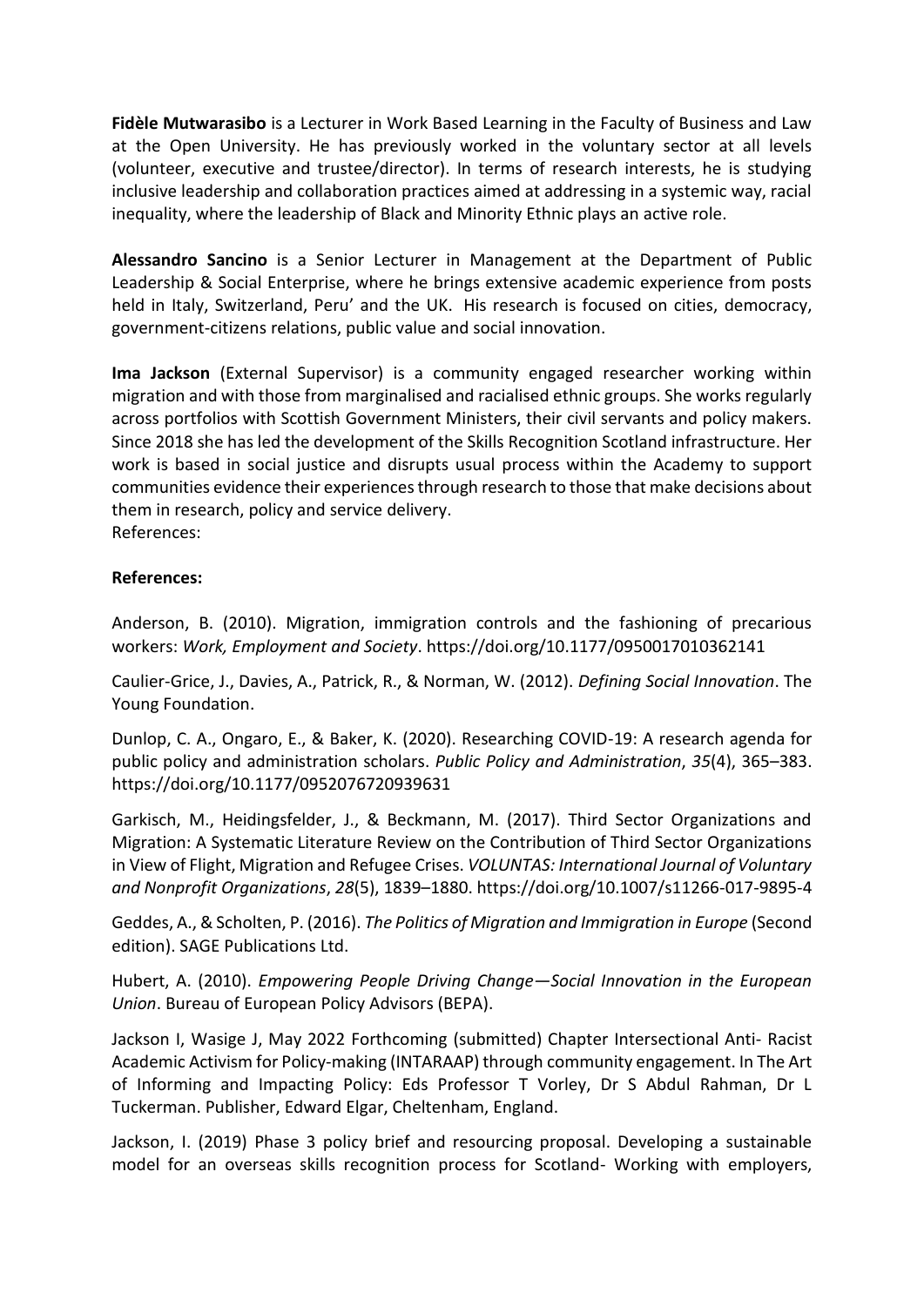**Fidèle Mutwarasibo** is a Lecturer in Work Based Learning in the Faculty of Business and Law at the Open University. He has previously worked in the voluntary sector at all levels (volunteer, executive and trustee/director). In terms of research interests, he is studying inclusive leadership and collaboration practices aimed at addressing in a systemic way, racial inequality, where the leadership of Black and Minority Ethnic plays an active role.

**Alessandro Sancino** is a Senior Lecturer in Management at the Department of Public Leadership & Social Enterprise, where he brings extensive academic experience from posts held in Italy, Switzerland, Peru' and the UK. His research is focused on cities, democracy, government-citizens relations, public value and social innovation.

**Ima Jackson** (External Supervisor) is a community engaged researcher working within migration and with those from marginalised and racialised ethnic groups. She works regularly across portfolios with Scottish Government Ministers, their civil servants and policy makers. Since 2018 she has led the development of the Skills Recognition Scotland infrastructure. Her work is based in social justice and disrupts usual process within the Academy to support communities evidence their experiences through research to those that make decisions about them in research, policy and service delivery.
References:

**References:**

Anderson, B. (2010). Migration, immigration controls and the fashioning of precarious workers: *Work, Employment and Society*. https://doi.org/10.1177/0950017010362141

Caulier-Grice, J., Davies, A., Patrick, R., & Norman, W. (2012). *Defining Social Innovation*. The Young Foundation.

Dunlop, C. A., Ongaro, E., & Baker, K. (2020). Researching COVID-19: A research agenda for public policy and administration scholars. *Public Policy and Administration*, *35*(4), 365–383. https://doi.org/10.1177/0952076720939631

Garkisch, M., Heidingsfelder, J., & Beckmann, M. (2017). Third Sector Organizations and Migration: A Systematic Literature Review on the Contribution of Third Sector Organizations in View of Flight, Migration and Refugee Crises. *VOLUNTAS: International Journal of Voluntary and Nonprofit Organizations*, *28*(5), 1839–1880. https://doi.org/10.1007/s11266-017-9895-4

Geddes, A., & Scholten, P. (2016). *The Politics of Migration and Immigration in Europe* (Second edition). SAGE Publications Ltd.

Hubert, A. (2010). *Empowering People Driving Change—Social Innovation in the European Union*. Bureau of European Policy Advisors (BEPA).

Jackson I, Wasige J, May 2022 Forthcoming (submitted) Chapter Intersectional Anti- Racist Academic Activism for Policy-making (INTARAAP) through community engagement. In The Art of Informing and Impacting Policy: Eds Professor T Vorley, Dr S Abdul Rahman, Dr L Tuckerman. Publisher, Edward Elgar, Cheltenham, England.

Jackson, I. (2019) Phase 3 policy brief and resourcing proposal. Developing a sustainable model for an overseas skills recognition process for Scotland- Working with employers,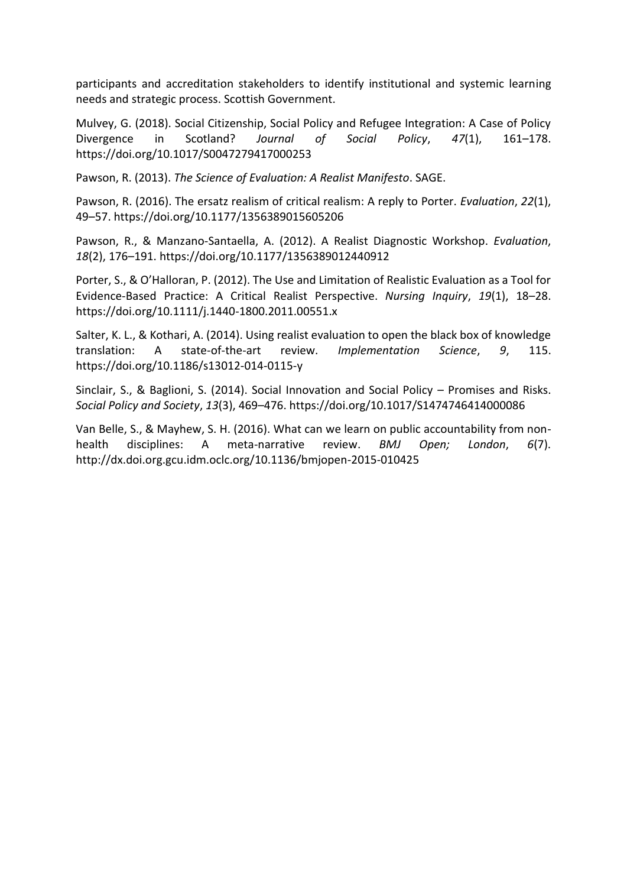participants and accreditation stakeholders to identify institutional and systemic learning needs and strategic process. Scottish Government.

Mulvey, G. (2018). Social Citizenship, Social Policy and Refugee Integration: A Case of Policy Divergence in Scotland? *Journal of Social Policy*, *47*(1), 161–178. https://doi.org/10.1017/S0047279417000253

Pawson, R. (2013). *The Science of Evaluation: A Realist Manifesto*. SAGE.

Pawson, R. (2016). The ersatz realism of critical realism: A reply to Porter. *Evaluation*, *22*(1), 49–57. https://doi.org/10.1177/1356389015605206

Pawson, R., & Manzano-Santaella, A. (2012). A Realist Diagnostic Workshop. *Evaluation*, *18*(2), 176–191. https://doi.org/10.1177/1356389012440912

Porter, S., & O'Halloran, P. (2012). The Use and Limitation of Realistic Evaluation as a Tool for Evidence-Based Practice: A Critical Realist Perspective. *Nursing Inquiry*, *19*(1), 18–28. https://doi.org/10.1111/j.1440-1800.2011.00551.x

Salter, K. L., & Kothari, A. (2014). Using realist evaluation to open the black box of knowledge translation: A state-of-the-art review. *Implementation Science*, *9*, 115. https://doi.org/10.1186/s13012-014-0115-y

Sinclair, S., & Baglioni, S. (2014). Social Innovation and Social Policy – Promises and Risks. *Social Policy and Society*, *13*(3), 469–476. https://doi.org/10.1017/S1474746414000086

Van Belle, S., & Mayhew, S. H. (2016). What can we learn on public accountability from non-health disciplines: A meta-narrative review. *BMJ Open; London*, *6*(7). http://dx.doi.org.gcu.idm.oclc.org/10.1136/bmjopen-2015-010425